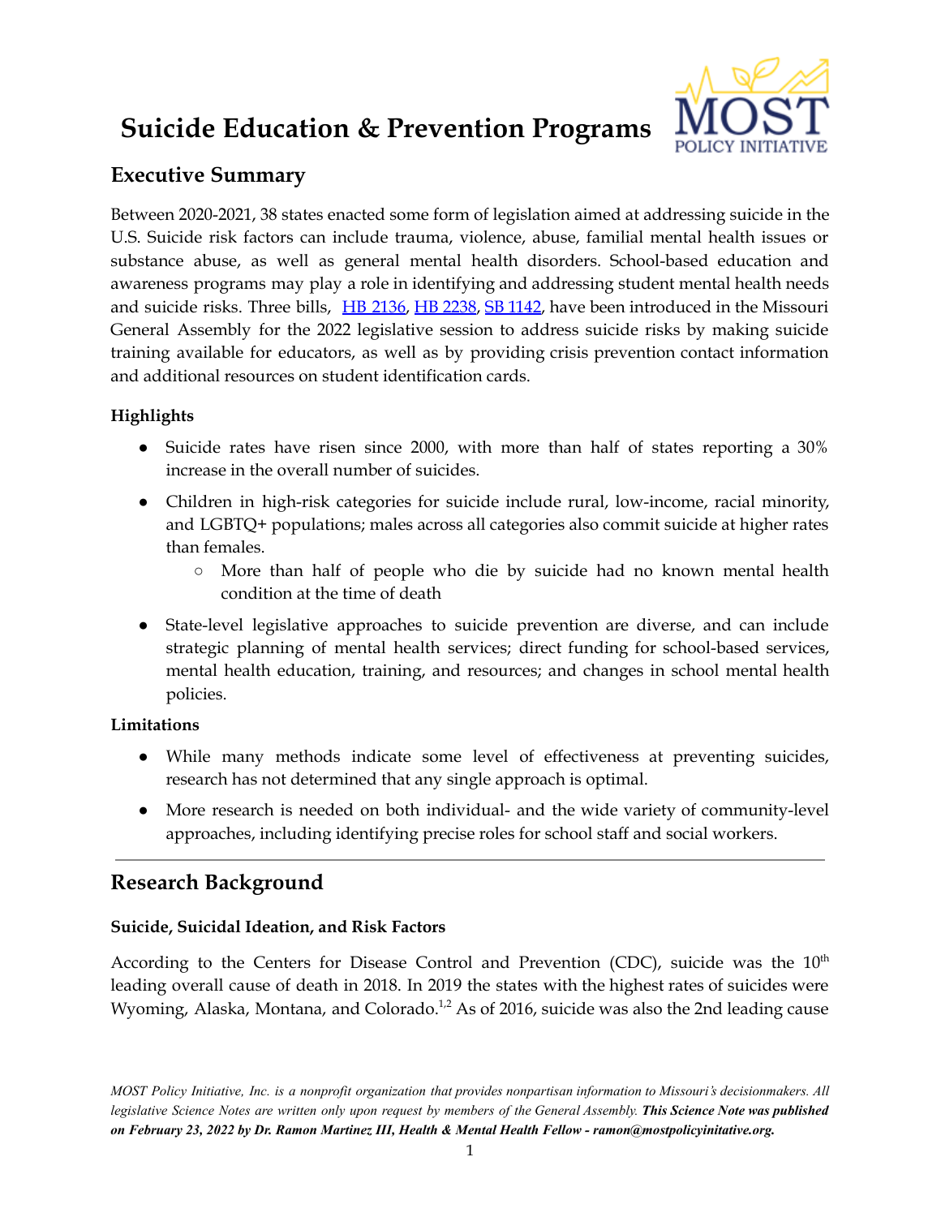# Suicide Education & Prevention Programs

## Executive Summary

Between 2020-2021, 38 states enacted some form of legislation aimed at addressing suicide in the U.S. Suicide risk factors can include trauma, violence, abuse, familial mental health issues or substance abuse, as well as general mental health disorders. School-based education and awareness programs may play a role in identifying and addressing student mental health needs and suicide risks. Three bills, HB 2136, HB 2238, SB 1142, have been introduced in the Missouri General Assembly for the 2022 legislative session to address suicide risks by making suicide training available for educators, as well as by providing crisis prevention contact information and additional resources on student identification cards.

**Highlights**

- Suicide rates have risen since 2000, with more than half of states reporting a 30% increase in the overall number of suicides.
- Children in high-risk categories for suicide include rural, low-income, racial minority, and LGBTQ+ populations; males across all categories also commit suicide at higher rates than females.
  - More than half of people who die by suicide had no known mental health condition at the time of death
- State-level legislative approaches to suicide prevention are diverse, and can include strategic planning of mental health services; direct funding for school-based services, mental health education, training, and resources; and changes in school mental health policies.

**Limitations**

- While many methods indicate some level of effectiveness at preventing suicides, research has not determined that any single approach is optimal.
- More research is needed on both individual- and the wide variety of community-level approaches, including identifying precise roles for school staff and social workers.

---

## Research Background

**Suicide, Suicidal Ideation, and Risk Factors**

According to the Centers for Disease Control and Prevention (CDC), suicide was the 10th leading overall cause of death in 2018. In 2019 the states with the highest rates of suicides were Wyoming, Alaska, Montana, and Colorado.[1,2] As of 2016, suicide was also the 2nd leading cause

*MOST Policy Initiative, Inc. is a nonprofit organization that provides nonpartisan information to Missouri's decisionmakers. All legislative Science Notes are written only upon request by members of the General Assembly.* ***This Science Note was published on February 23, 2022 by Dr. Ramon Martinez III, Health & Mental Health Fellow - ramon@mostpolicyinitative.org.***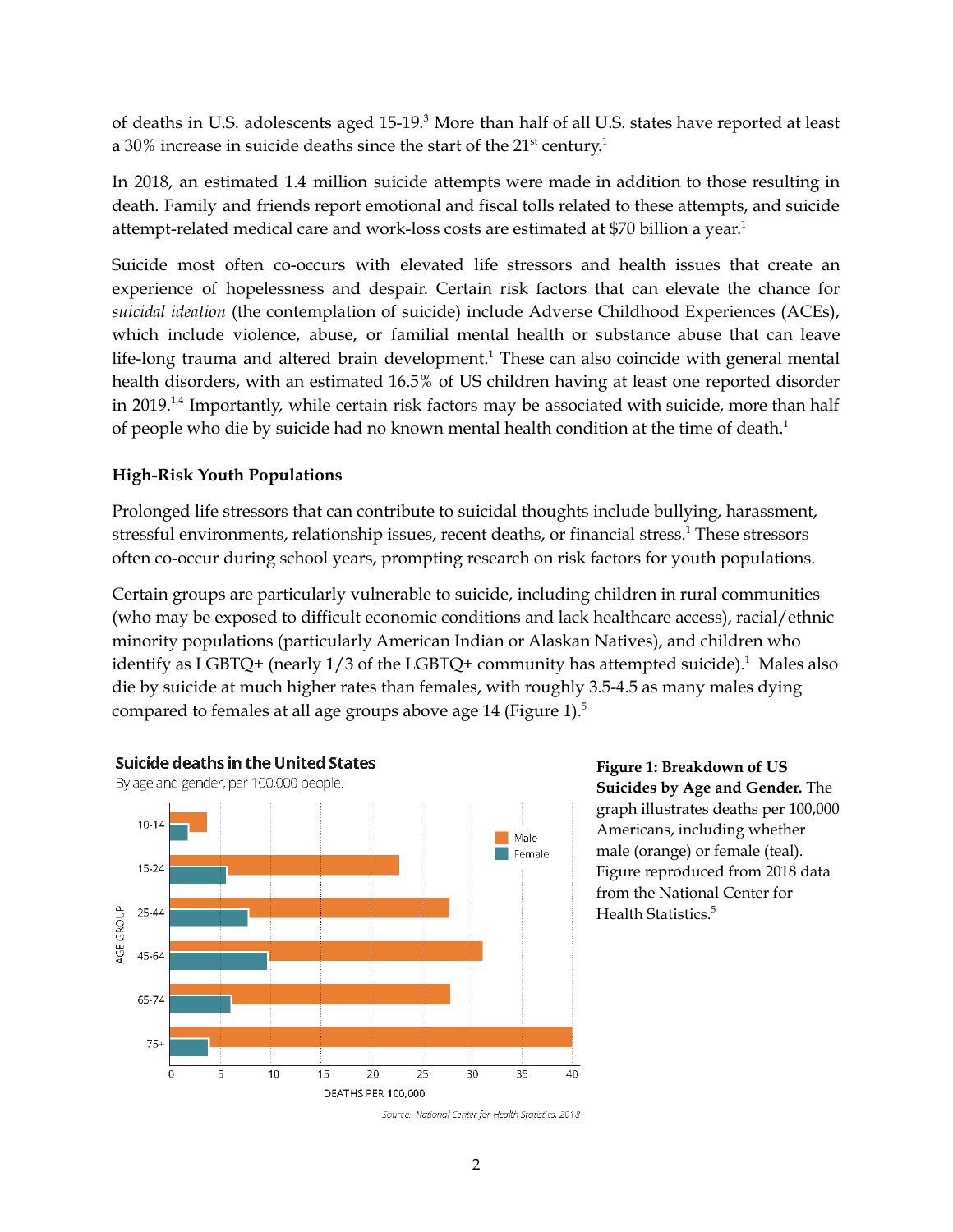of deaths in U.S. adolescents aged 15-19.[3] More than half of all U.S. states have reported at least a 30% increase in suicide deaths since the start of the 21st century.[1]

In 2018, an estimated 1.4 million suicide attempts were made in addition to those resulting in death. Family and friends report emotional and fiscal tolls related to these attempts, and suicide attempt-related medical care and work-loss costs are estimated at $70 billion a year.[1]

Suicide most often co-occurs with elevated life stressors and health issues that create an experience of hopelessness and despair. Certain risk factors that can elevate the chance for *suicidal ideation* (the contemplation of suicide) include Adverse Childhood Experiences (ACEs), which include violence, abuse, or familial mental health or substance abuse that can leave life-long trauma and altered brain development.[1] These can also coincide with general mental health disorders, with an estimated 16.5% of US children having at least one reported disorder in 2019.[1,4] Importantly, while certain risk factors may be associated with suicide, more than half of people who die by suicide had no known mental health condition at the time of death.[1]

### High-Risk Youth Populations

Prolonged life stressors that can contribute to suicidal thoughts include bullying, harassment, stressful environments, relationship issues, recent deaths, or financial stress.[1] These stressors often co-occur during school years, prompting research on risk factors for youth populations.

Certain groups are particularly vulnerable to suicide, including children in rural communities (who may be exposed to difficult economic conditions and lack healthcare access), racial/ethnic minority populations (particularly American Indian or Alaskan Natives), and children who identify as LGBTQ+ (nearly 1/3 of the LGBTQ+ community has attempted suicide).[1] Males also die by suicide at much higher rates than females, with roughly 3.5-4.5 as many males dying compared to females at all age groups above age 14 (Figure 1).[5]

**Suicide deaths in the United States**

By age and gender, per 100,000 people.

| Age Group | Male | Female |
|---|---|---|
| 10-14 | ~3.7 | ~1.8 |
| 15-24 | ~23 | ~5.7 |
| 25-44 | ~28 | ~7.9 |
| 45-64 | ~31.3 | ~9.8 |
| 65-74 | ~28.1 | ~6.1 |
| 75+ | ~40.3 | ~3.9 |

Source: National Center for Health Statistics, 2018

**Figure 1: Breakdown of US Suicides by Age and Gender.** The graph illustrates deaths per 100,000 Americans, including whether male (orange) or female (teal). Figure reproduced from 2018 data from the National Center for Health Statistics.[5]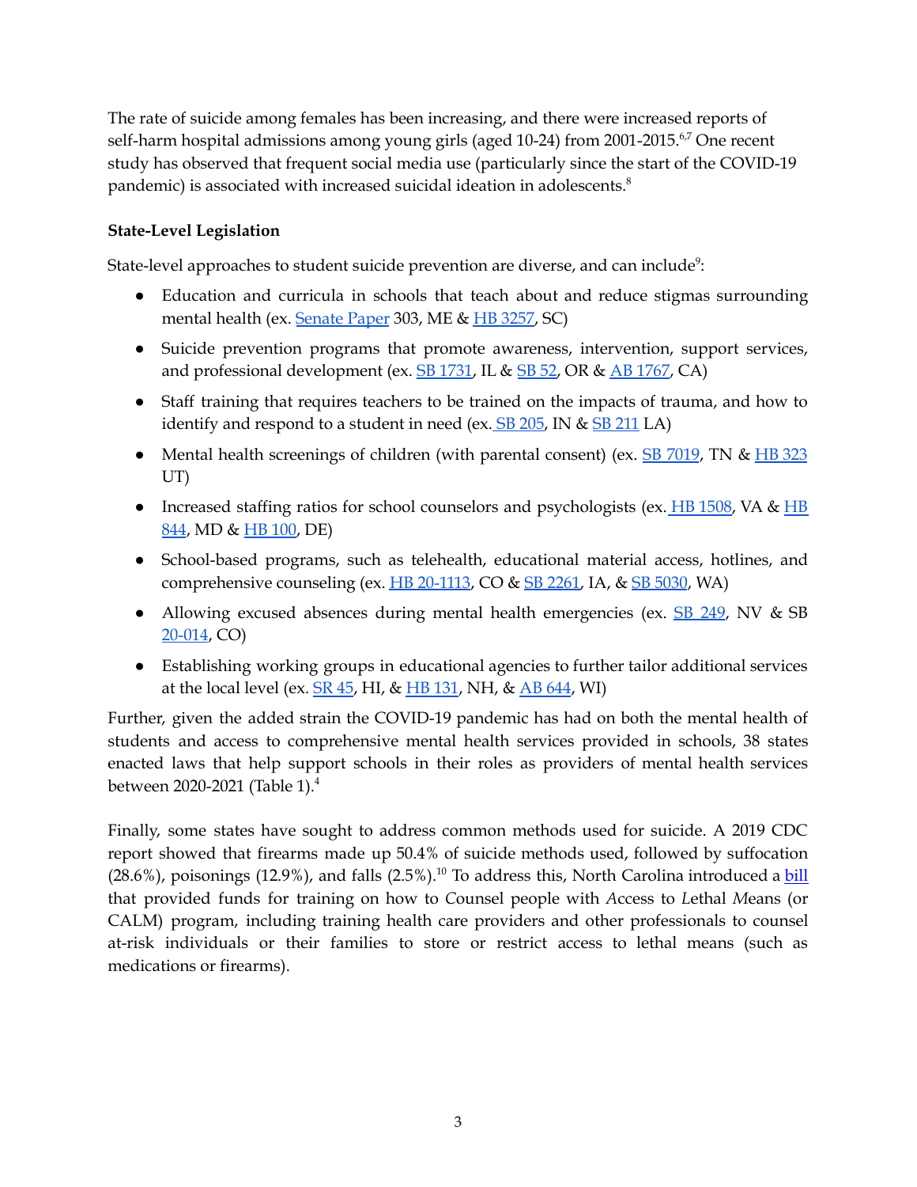The rate of suicide among females has been increasing, and there were increased reports of self-harm hospital admissions among young girls (aged 10-24) from 2001-2015.[6,7] One recent study has observed that frequent social media use (particularly since the start of the COVID-19 pandemic) is associated with increased suicidal ideation in adolescents.[8]

**State-Level Legislation**

State-level approaches to student suicide prevention are diverse, and can include[9]:

- Education and curricula in schools that teach about and reduce stigmas surrounding mental health (ex. Senate Paper 303, ME & HB 3257, SC)
- Suicide prevention programs that promote awareness, intervention, support services, and professional development (ex. SB 1731, IL & SB 52, OR & AB 1767, CA)
- Staff training that requires teachers to be trained on the impacts of trauma, and how to identify and respond to a student in need (ex. SB 205, IN & SB 211 LA)
- Mental health screenings of children (with parental consent) (ex. SB 7019, TN & HB 323 UT)
- Increased staffing ratios for school counselors and psychologists (ex. HB 1508, VA & HB 844, MD & HB 100, DE)
- School-based programs, such as telehealth, educational material access, hotlines, and comprehensive counseling (ex. HB 20-1113, CO & SB 2261, IA, & SB 5030, WA)
- Allowing excused absences during mental health emergencies (ex. SB 249, NV & SB 20-014, CO)
- Establishing working groups in educational agencies to further tailor additional services at the local level (ex. SR 45, HI, & HB 131, NH, & AB 644, WI)

Further, given the added strain the COVID-19 pandemic has had on both the mental health of students and access to comprehensive mental health services provided in schools, 38 states enacted laws that help support schools in their roles as providers of mental health services between 2020-2021 (Table 1).[4]

Finally, some states have sought to address common methods used for suicide. A 2019 CDC report showed that firearms made up 50.4% of suicide methods used, followed by suffocation (28.6%), poisonings (12.9%), and falls (2.5%).[10] To address this, North Carolina introduced a bill that provided funds for training on how to Counsel people with *A*ccess to *L*ethal *M*eans (or CALM) program, including training health care providers and other professionals to counsel at-risk individuals or their families to store or restrict access to lethal means (such as medications or firearms).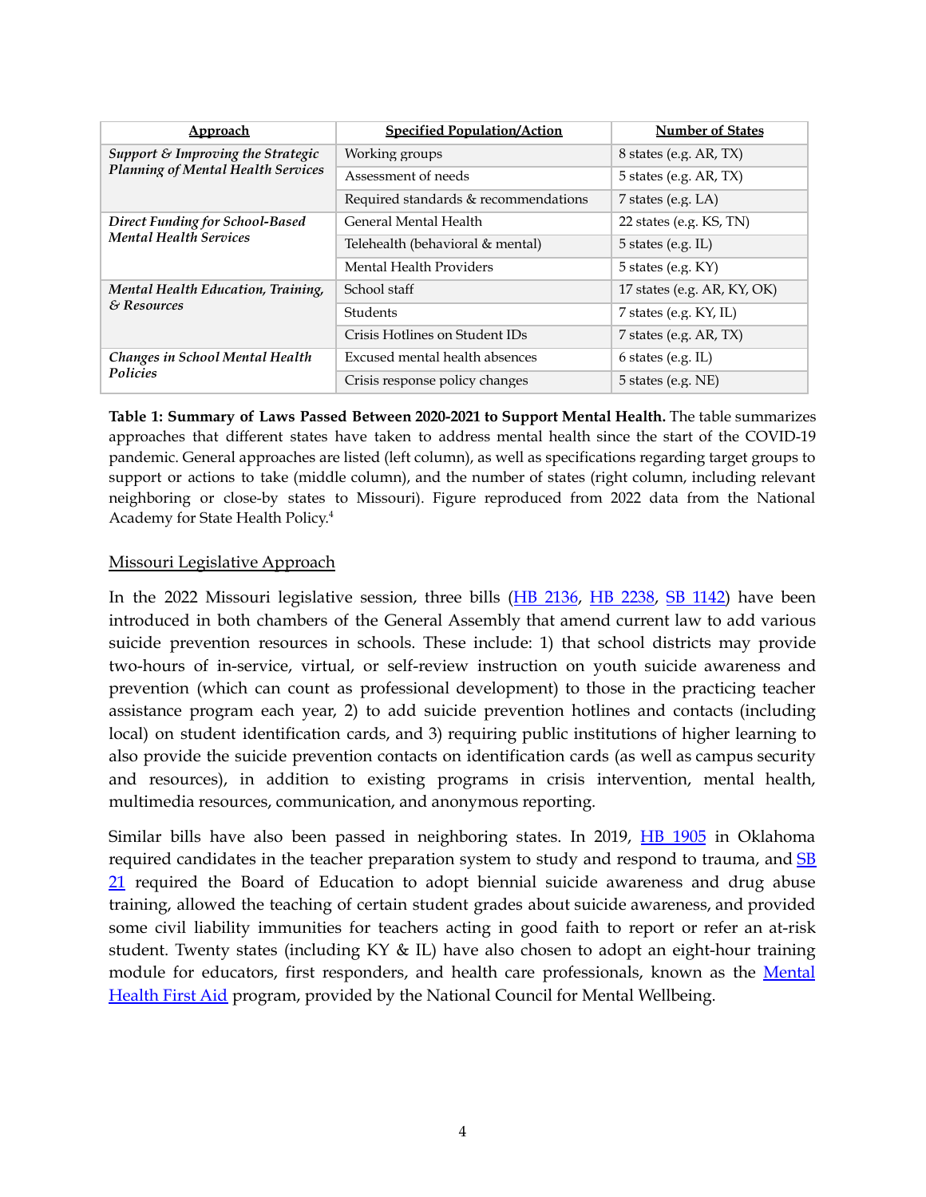| Approach | Specified Population/Action | Number of States |
|---|---|---|
| *Support & Improving the Strategic Planning of Mental Health Services* | Working groups | 8 states (e.g. AR, TX) |
| | Assessment of needs | 5 states (e.g. AR, TX) |
| | Required standards & recommendations | 7 states (e.g. LA) |
| *Direct Funding for School-Based Mental Health Services* | General Mental Health | 22 states (e.g. KS, TN) |
| | Telehealth (behavioral & mental) | 5 states (e.g. IL) |
| | Mental Health Providers | 5 states (e.g. KY) |
| *Mental Health Education, Training, & Resources* | School staff | 17 states (e.g. AR, KY, OK) |
| | Students | 7 states (e.g. KY, IL) |
| | Crisis Hotlines on Student IDs | 7 states (e.g. AR, TX) |
| *Changes in School Mental Health Policies* | Excused mental health absences | 6 states (e.g. IL) |
| | Crisis response policy changes | 5 states (e.g. NE) |

**Table 1: Summary of Laws Passed Between 2020-2021 to Support Mental Health.** The table summarizes approaches that different states have taken to address mental health since the start of the COVID-19 pandemic. General approaches are listed (left column), as well as specifications regarding target groups to support or actions to take (middle column), and the number of states (right column, including relevant neighboring or close-by states to Missouri). Figure reproduced from 2022 data from the National Academy for State Health Policy.[4]

## Missouri Legislative Approach

In the 2022 Missouri legislative session, three bills (HB 2136, HB 2238, SB 1142) have been introduced in both chambers of the General Assembly that amend current law to add various suicide prevention resources in schools. These include: 1) that school districts may provide two-hours of in-service, virtual, or self-review instruction on youth suicide awareness and prevention (which can count as professional development) to those in the practicing teacher assistance program each year, 2) to add suicide prevention hotlines and contacts (including local) on student identification cards, and 3) requiring public institutions of higher learning to also provide the suicide prevention contacts on identification cards (as well as campus security and resources), in addition to existing programs in crisis intervention, mental health, multimedia resources, communication, and anonymous reporting.

Similar bills have also been passed in neighboring states. In 2019, HB 1905 in Oklahoma required candidates in the teacher preparation system to study and respond to trauma, and SB 21 required the Board of Education to adopt biennial suicide awareness and drug abuse training, allowed the teaching of certain student grades about suicide awareness, and provided some civil liability immunities for teachers acting in good faith to report or refer an at-risk student. Twenty states (including KY & IL) have also chosen to adopt an eight-hour training module for educators, first responders, and health care professionals, known as the Mental Health First Aid program, provided by the National Council for Mental Wellbeing.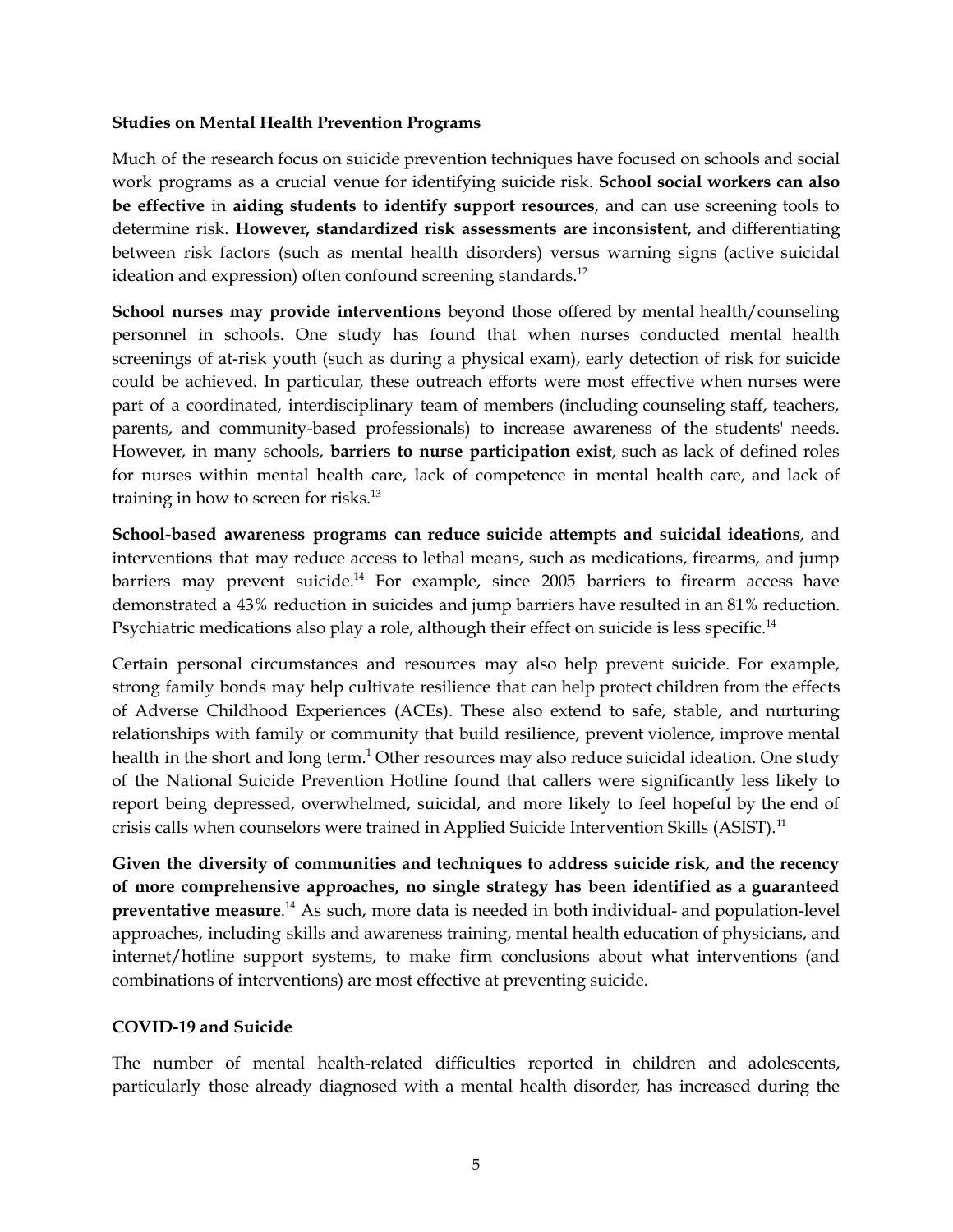**Studies on Mental Health Prevention Programs**

Much of the research focus on suicide prevention techniques have focused on schools and social work programs as a crucial venue for identifying suicide risk. **School social workers can also be effective** in **aiding students to identify support resources**, and can use screening tools to determine risk. **However, standardized risk assessments are inconsistent**, and differentiating between risk factors (such as mental health disorders) versus warning signs (active suicidal ideation and expression) often confound screening standards.[12]

**School nurses may provide interventions** beyond those offered by mental health/counseling personnel in schools. One study has found that when nurses conducted mental health screenings of at-risk youth (such as during a physical exam), early detection of risk for suicide could be achieved. In particular, these outreach efforts were most effective when nurses were part of a coordinated, interdisciplinary team of members (including counseling staff, teachers, parents, and community-based professionals) to increase awareness of the students' needs. However, in many schools, **barriers to nurse participation exist**, such as lack of defined roles for nurses within mental health care, lack of competence in mental health care, and lack of training in how to screen for risks.[13]

**School-based awareness programs can reduce suicide attempts and suicidal ideations**, and interventions that may reduce access to lethal means, such as medications, firearms, and jump barriers may prevent suicide.[14] For example, since 2005 barriers to firearm access have demonstrated a 43% reduction in suicides and jump barriers have resulted in an 81% reduction. Psychiatric medications also play a role, although their effect on suicide is less specific.[14]

Certain personal circumstances and resources may also help prevent suicide. For example, strong family bonds may help cultivate resilience that can help protect children from the effects of Adverse Childhood Experiences (ACEs). These also extend to safe, stable, and nurturing relationships with family or community that build resilience, prevent violence, improve mental health in the short and long term.[1] Other resources may also reduce suicidal ideation. One study of the National Suicide Prevention Hotline found that callers were significantly less likely to report being depressed, overwhelmed, suicidal, and more likely to feel hopeful by the end of crisis calls when counselors were trained in Applied Suicide Intervention Skills (ASIST).[11]

**Given the diversity of communities and techniques to address suicide risk, and the recency of more comprehensive approaches, no single strategy has been identified as a guaranteed preventative measure**.[14] As such, more data is needed in both individual- and population-level approaches, including skills and awareness training, mental health education of physicians, and internet/hotline support systems, to make firm conclusions about what interventions (and combinations of interventions) are most effective at preventing suicide.

**COVID-19 and Suicide**

The number of mental health-related difficulties reported in children and adolescents, particularly those already diagnosed with a mental health disorder, has increased during the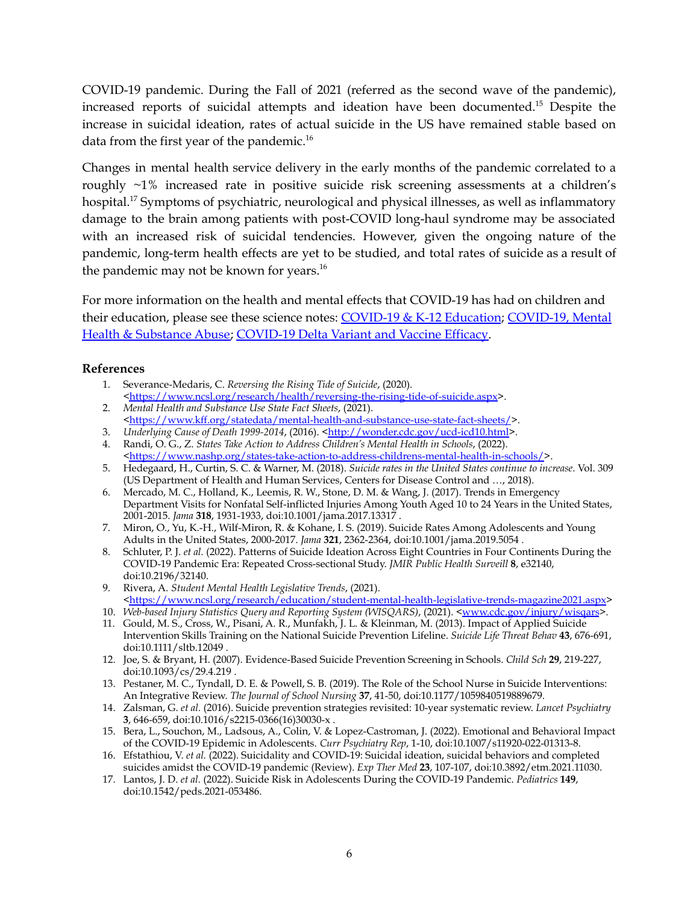COVID-19 pandemic. During the Fall of 2021 (referred as the second wave of the pandemic), increased reports of suicidal attempts and ideation have been documented.[15] Despite the increase in suicidal ideation, rates of actual suicide in the US have remained stable based on data from the first year of the pandemic.[16]

Changes in mental health service delivery in the early months of the pandemic correlated to a roughly ~1% increased rate in positive suicide risk screening assessments at a children's hospital.[17] Symptoms of psychiatric, neurological and physical illnesses, as well as inflammatory damage to the brain among patients with post-COVID long-haul syndrome may be associated with an increased risk of suicidal tendencies. However, given the ongoing nature of the pandemic, long-term health effects are yet to be studied, and total rates of suicide as a result of the pandemic may not be known for years.[16]

For more information on the health and mental effects that COVID-19 has had on children and their education, please see these science notes: COVID-19 & K-12 Education; COVID-19, Mental Health & Substance Abuse; COVID-19 Delta Variant and Vaccine Efficacy.

**References**

1. Severance-Medaris, C. *Reversing the Rising Tide of Suicide*, (2020). <https://www.ncsl.org/research/health/reversing-the-rising-tide-of-suicide.aspx>.
2. *Mental Health and Substance Use State Fact Sheets*, (2021). <https://www.kff.org/statedata/mental-health-and-substance-use-state-fact-sheets/>.
3. *Underlying Cause of Death 1999-2014*, (2016). <http://wonder.cdc.gov/ucd-icd10.html>.
4. Randi, O. G., Z. *States Take Action to Address Children's Mental Health in Schools*, (2022). <https://www.nashp.org/states-take-action-to-address-childrens-mental-health-in-schools/>.
5. Hedegaard, H., Curtin, S. C. & Warner, M. (2018). *Suicide rates in the United States continue to increase*. Vol. 309 (US Department of Health and Human Services, Centers for Disease Control and …, 2018).
6. Mercado, M. C., Holland, K., Leemis, R. W., Stone, D. M. & Wang, J. (2017). Trends in Emergency Department Visits for Nonfatal Self-inflicted Injuries Among Youth Aged 10 to 24 Years in the United States, 2001-2015. *Jama* **318**, 1931-1933, doi:10.1001/jama.2017.13317 .
7. Miron, O., Yu, K.-H., Wilf-Miron, R. & Kohane, I. S. (2019). Suicide Rates Among Adolescents and Young Adults in the United States, 2000-2017. *Jama* **321**, 2362-2364, doi:10.1001/jama.2019.5054 .
8. Schluter, P. J. *et al.* (2022). Patterns of Suicide Ideation Across Eight Countries in Four Continents During the COVID-19 Pandemic Era: Repeated Cross-sectional Study. *JMIR Public Health Surveill* **8**, e32140, doi:10.2196/32140.
9. Rivera, A. *Student Mental Health Legislative Trends*, (2021). <https://www.ncsl.org/research/education/student-mental-health-legislative-trends-magazine2021.aspx>
10. *Web-based Injury Statistics Query and Reporting System (WISQARS)*, (2021). <www.cdc.gov/injury/wisqars>.
11. Gould, M. S., Cross, W., Pisani, A. R., Munfakh, J. L. & Kleinman, M. (2013). Impact of Applied Suicide Intervention Skills Training on the National Suicide Prevention Lifeline. *Suicide Life Threat Behav* **43**, 676-691, doi:10.1111/sltb.12049 .
12. Joe, S. & Bryant, H. (2007). Evidence-Based Suicide Prevention Screening in Schools. *Child Sch* **29**, 219-227, doi:10.1093/cs/29.4.219 .
13. Pestaner, M. C., Tyndall, D. E. & Powell, S. B. (2019). The Role of the School Nurse in Suicide Interventions: An Integrative Review. *The Journal of School Nursing* **37**, 41-50, doi:10.1177/1059840519889679.
14. Zalsman, G. *et al.* (2016). Suicide prevention strategies revisited: 10-year systematic review. *Lancet Psychiatry* **3**, 646-659, doi:10.1016/s2215-0366(16)30030-x .
15. Bera, L., Souchon, M., Ladsous, A., Colin, V. & Lopez-Castroman, J. (2022). Emotional and Behavioral Impact of the COVID-19 Epidemic in Adolescents. *Curr Psychiatry Rep*, 1-10, doi:10.1007/s11920-022-01313-8.
16. Efstathiou, V. *et al.* (2022). Suicidality and COVID-19: Suicidal ideation, suicidal behaviors and completed suicides amidst the COVID-19 pandemic (Review). *Exp Ther Med* **23**, 107-107, doi:10.3892/etm.2021.11030.
17. Lantos, J. D. *et al.* (2022). Suicide Risk in Adolescents During the COVID-19 Pandemic. *Pediatrics* **149**, doi:10.1542/peds.2021-053486.